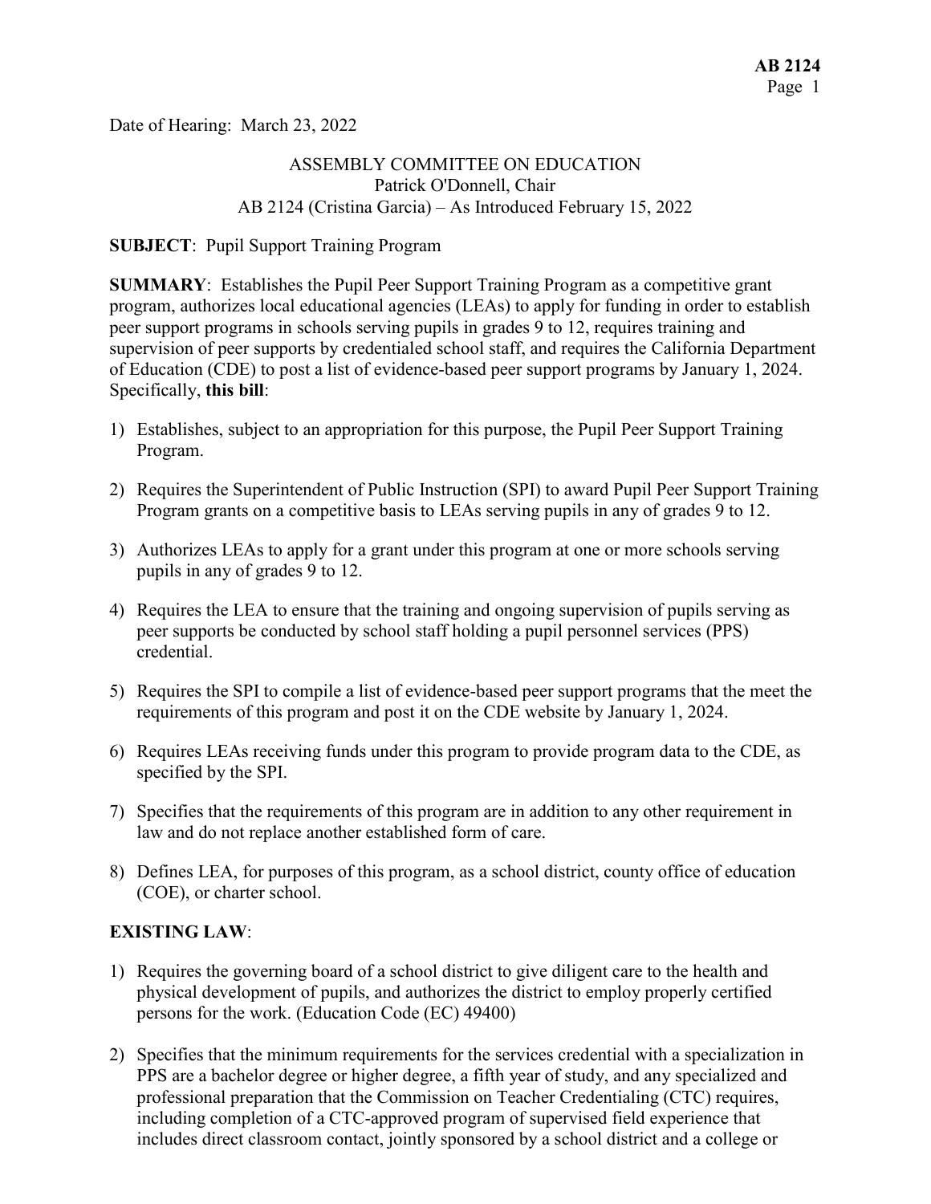Date of Hearing: March 23, 2022

ASSEMBLY COMMITTEE ON EDUCATION
Patrick O'Donnell, Chair
AB 2124 (Cristina Garcia) – As Introduced February 15, 2022

**SUBJECT**: Pupil Support Training Program

**SUMMARY**: Establishes the Pupil Peer Support Training Program as a competitive grant program, authorizes local educational agencies (LEAs) to apply for funding in order to establish peer support programs in schools serving pupils in grades 9 to 12, requires training and supervision of peer supports by credentialed school staff, and requires the California Department of Education (CDE) to post a list of evidence-based peer support programs by January 1, 2024. Specifically, **this bill**:

1) Establishes, subject to an appropriation for this purpose, the Pupil Peer Support Training Program.

2) Requires the Superintendent of Public Instruction (SPI) to award Pupil Peer Support Training Program grants on a competitive basis to LEAs serving pupils in any of grades 9 to 12.

3) Authorizes LEAs to apply for a grant under this program at one or more schools serving pupils in any of grades 9 to 12.

4) Requires the LEA to ensure that the training and ongoing supervision of pupils serving as peer supports be conducted by school staff holding a pupil personnel services (PPS) credential.

5) Requires the SPI to compile a list of evidence-based peer support programs that the meet the requirements of this program and post it on the CDE website by January 1, 2024.

6) Requires LEAs receiving funds under this program to provide program data to the CDE, as specified by the SPI.

7) Specifies that the requirements of this program are in addition to any other requirement in law and do not replace another established form of care.

8) Defines LEA, for purposes of this program, as a school district, county office of education (COE), or charter school.

**EXISTING LAW**:

1) Requires the governing board of a school district to give diligent care to the health and physical development of pupils, and authorizes the district to employ properly certified persons for the work. (Education Code (EC) 49400)

2) Specifies that the minimum requirements for the services credential with a specialization in PPS are a bachelor degree or higher degree, a fifth year of study, and any specialized and professional preparation that the Commission on Teacher Credentialing (CTC) requires, including completion of a CTC-approved program of supervised field experience that includes direct classroom contact, jointly sponsored by a school district and a college or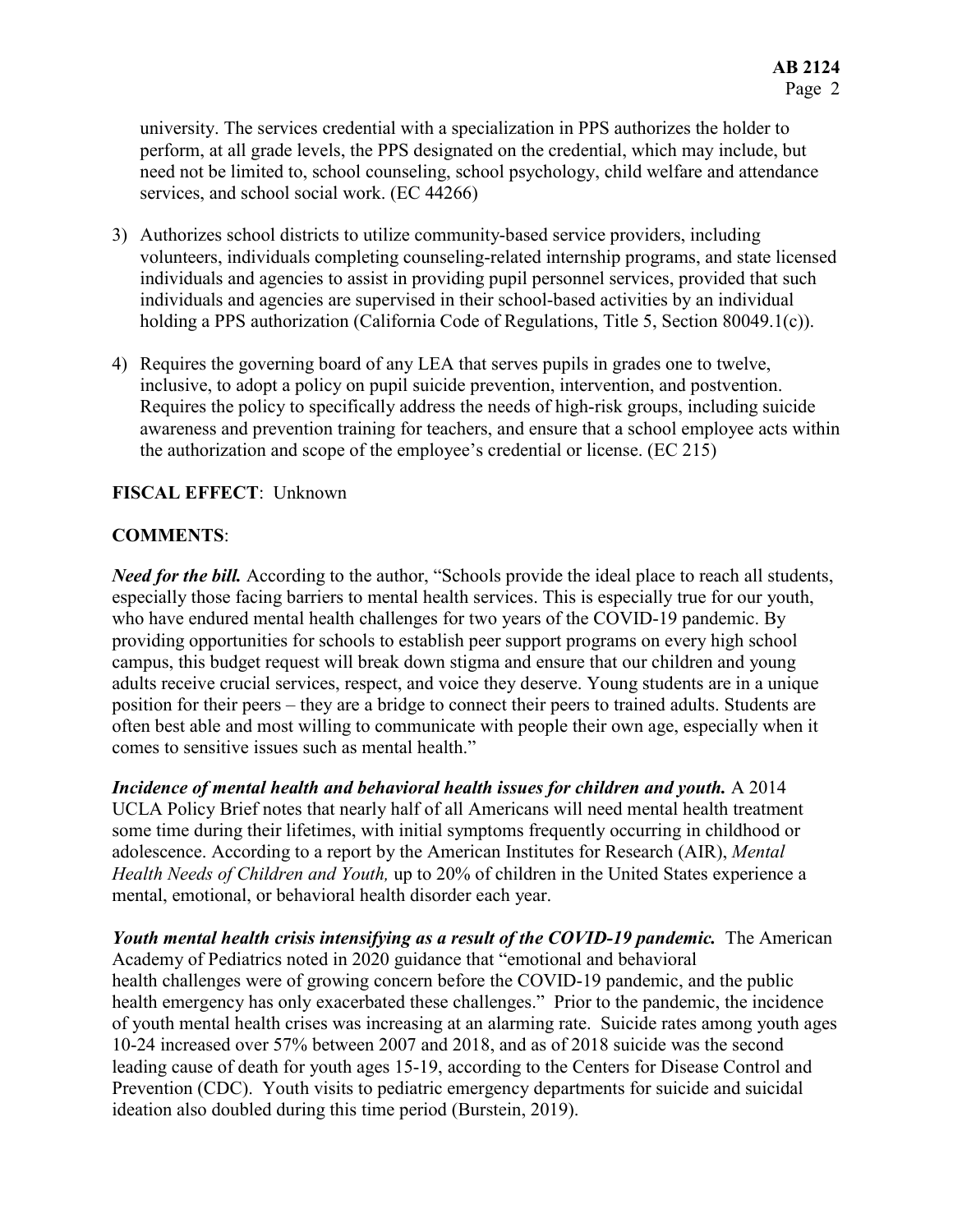university. The services credential with a specialization in PPS authorizes the holder to perform, at all grade levels, the PPS designated on the credential, which may include, but need not be limited to, school counseling, school psychology, child welfare and attendance services, and school social work. (EC 44266)

3) Authorizes school districts to utilize community-based service providers, including volunteers, individuals completing counseling-related internship programs, and state licensed individuals and agencies to assist in providing pupil personnel services, provided that such individuals and agencies are supervised in their school-based activities by an individual holding a PPS authorization (California Code of Regulations, Title 5, Section 80049.1(c)).

4) Requires the governing board of any LEA that serves pupils in grades one to twelve, inclusive, to adopt a policy on pupil suicide prevention, intervention, and postvention. Requires the policy to specifically address the needs of high-risk groups, including suicide awareness and prevention training for teachers, and ensure that a school employee acts within the authorization and scope of the employee's credential or license. (EC 215)

**FISCAL EFFECT**: Unknown

**COMMENTS**:

***Need for the bill.*** According to the author, "Schools provide the ideal place to reach all students, especially those facing barriers to mental health services. This is especially true for our youth, who have endured mental health challenges for two years of the COVID-19 pandemic. By providing opportunities for schools to establish peer support programs on every high school campus, this budget request will break down stigma and ensure that our children and young adults receive crucial services, respect, and voice they deserve. Young students are in a unique position for their peers – they are a bridge to connect their peers to trained adults. Students are often best able and most willing to communicate with people their own age, especially when it comes to sensitive issues such as mental health."

***Incidence of mental health and behavioral health issues for children and youth.*** A 2014 UCLA Policy Brief notes that nearly half of all Americans will need mental health treatment some time during their lifetimes, with initial symptoms frequently occurring in childhood or adolescence. According to a report by the American Institutes for Research (AIR), *Mental Health Needs of Children and Youth,* up to 20% of children in the United States experience a mental, emotional, or behavioral health disorder each year.

***Youth mental health crisis intensifying as a result of the COVID-19 pandemic.*** The American Academy of Pediatrics noted in 2020 guidance that "emotional and behavioral health challenges were of growing concern before the COVID-19 pandemic, and the public health emergency has only exacerbated these challenges." Prior to the pandemic, the incidence of youth mental health crises was increasing at an alarming rate. Suicide rates among youth ages 10-24 increased over 57% between 2007 and 2018, and as of 2018 suicide was the second leading cause of death for youth ages 15-19, according to the Centers for Disease Control and Prevention (CDC). Youth visits to pediatric emergency departments for suicide and suicidal ideation also doubled during this time period (Burstein, 2019).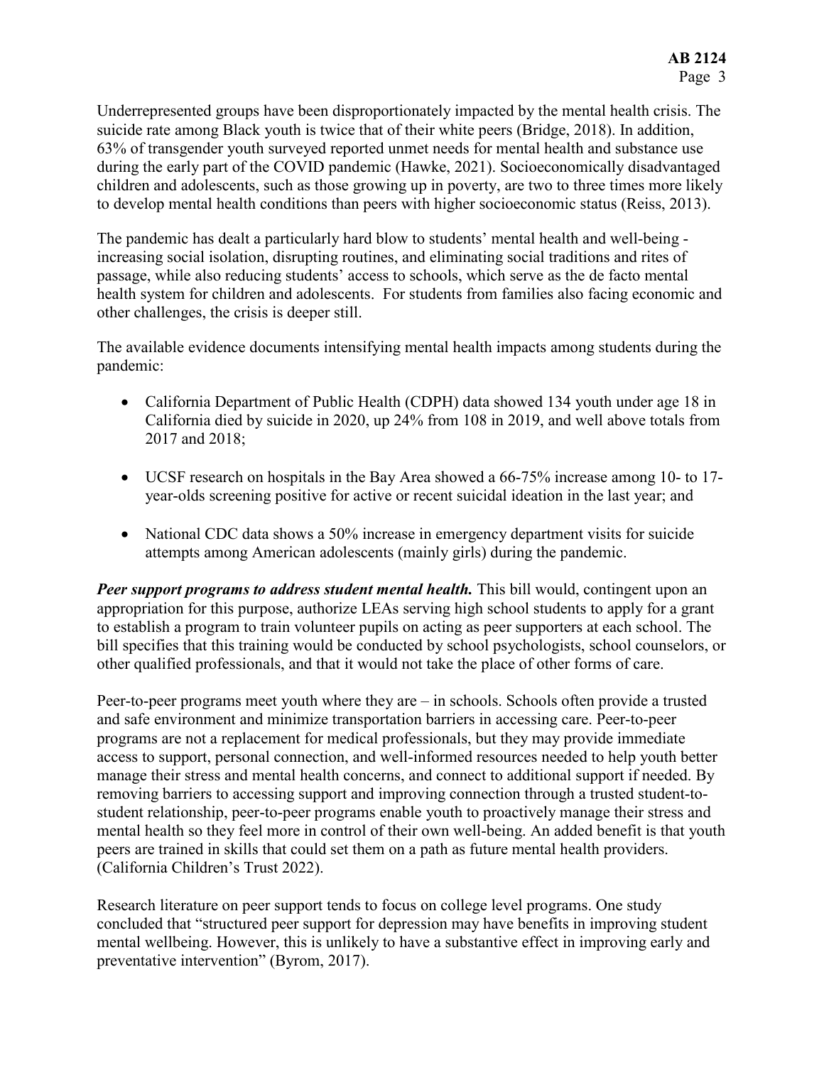Underrepresented groups have been disproportionately impacted by the mental health crisis. The suicide rate among Black youth is twice that of their white peers (Bridge, 2018). In addition, 63% of transgender youth surveyed reported unmet needs for mental health and substance use during the early part of the COVID pandemic (Hawke, 2021). Socioeconomically disadvantaged children and adolescents, such as those growing up in poverty, are two to three times more likely to develop mental health conditions than peers with higher socioeconomic status (Reiss, 2013).

The pandemic has dealt a particularly hard blow to students' mental health and well-being - increasing social isolation, disrupting routines, and eliminating social traditions and rites of passage, while also reducing students' access to schools, which serve as the de facto mental health system for children and adolescents. For students from families also facing economic and other challenges, the crisis is deeper still.

The available evidence documents intensifying mental health impacts among students during the pandemic:

- California Department of Public Health (CDPH) data showed 134 youth under age 18 in California died by suicide in 2020, up 24% from 108 in 2019, and well above totals from 2017 and 2018;
- UCSF research on hospitals in the Bay Area showed a 66-75% increase among 10- to 17-year-olds screening positive for active or recent suicidal ideation in the last year; and
- National CDC data shows a 50% increase in emergency department visits for suicide attempts among American adolescents (mainly girls) during the pandemic.

***Peer support programs to address student mental health.*** This bill would, contingent upon an appropriation for this purpose, authorize LEAs serving high school students to apply for a grant to establish a program to train volunteer pupils on acting as peer supporters at each school. The bill specifies that this training would be conducted by school psychologists, school counselors, or other qualified professionals, and that it would not take the place of other forms of care.

Peer-to-peer programs meet youth where they are – in schools. Schools often provide a trusted and safe environment and minimize transportation barriers in accessing care. Peer-to-peer programs are not a replacement for medical professionals, but they may provide immediate access to support, personal connection, and well-informed resources needed to help youth better manage their stress and mental health concerns, and connect to additional support if needed. By removing barriers to accessing support and improving connection through a trusted student-to-student relationship, peer-to-peer programs enable youth to proactively manage their stress and mental health so they feel more in control of their own well-being. An added benefit is that youth peers are trained in skills that could set them on a path as future mental health providers. (California Children's Trust 2022).

Research literature on peer support tends to focus on college level programs. One study concluded that "structured peer support for depression may have benefits in improving student mental wellbeing. However, this is unlikely to have a substantive effect in improving early and preventative intervention" (Byrom, 2017).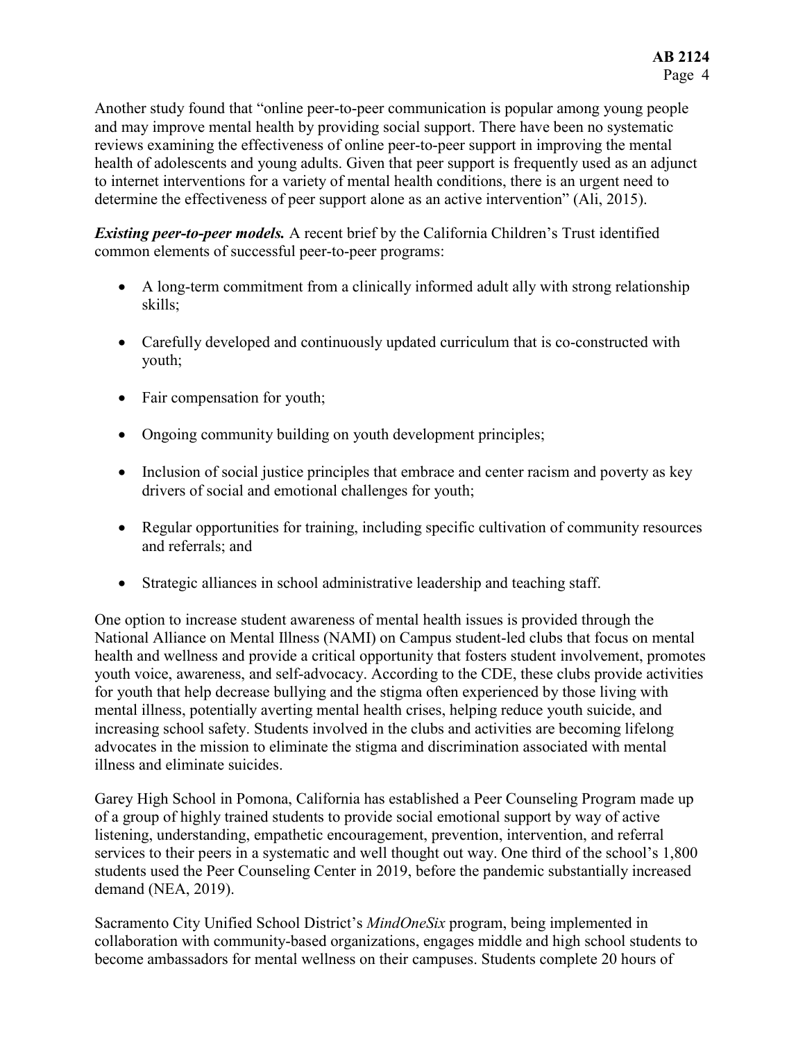Another study found that "online peer-to-peer communication is popular among young people and may improve mental health by providing social support. There have been no systematic reviews examining the effectiveness of online peer-to-peer support in improving the mental health of adolescents and young adults. Given that peer support is frequently used as an adjunct to internet interventions for a variety of mental health conditions, there is an urgent need to determine the effectiveness of peer support alone as an active intervention" (Ali, 2015).

***Existing peer-to-peer models.*** A recent brief by the California Children's Trust identified common elements of successful peer-to-peer programs:

- A long-term commitment from a clinically informed adult ally with strong relationship skills;
- Carefully developed and continuously updated curriculum that is co-constructed with youth;
- Fair compensation for youth;
- Ongoing community building on youth development principles;
- Inclusion of social justice principles that embrace and center racism and poverty as key drivers of social and emotional challenges for youth;
- Regular opportunities for training, including specific cultivation of community resources and referrals; and
- Strategic alliances in school administrative leadership and teaching staff.

One option to increase student awareness of mental health issues is provided through the National Alliance on Mental Illness (NAMI) on Campus student-led clubs that focus on mental health and wellness and provide a critical opportunity that fosters student involvement, promotes youth voice, awareness, and self-advocacy. According to the CDE, these clubs provide activities for youth that help decrease bullying and the stigma often experienced by those living with mental illness, potentially averting mental health crises, helping reduce youth suicide, and increasing school safety. Students involved in the clubs and activities are becoming lifelong advocates in the mission to eliminate the stigma and discrimination associated with mental illness and eliminate suicides.

Garey High School in Pomona, California has established a Peer Counseling Program made up of a group of highly trained students to provide social emotional support by way of active listening, understanding, empathetic encouragement, prevention, intervention, and referral services to their peers in a systematic and well thought out way. One third of the school's 1,800 students used the Peer Counseling Center in 2019, before the pandemic substantially increased demand (NEA, 2019).

Sacramento City Unified School District's *MindOneSix* program, being implemented in collaboration with community-based organizations, engages middle and high school students to become ambassadors for mental wellness on their campuses. Students complete 20 hours of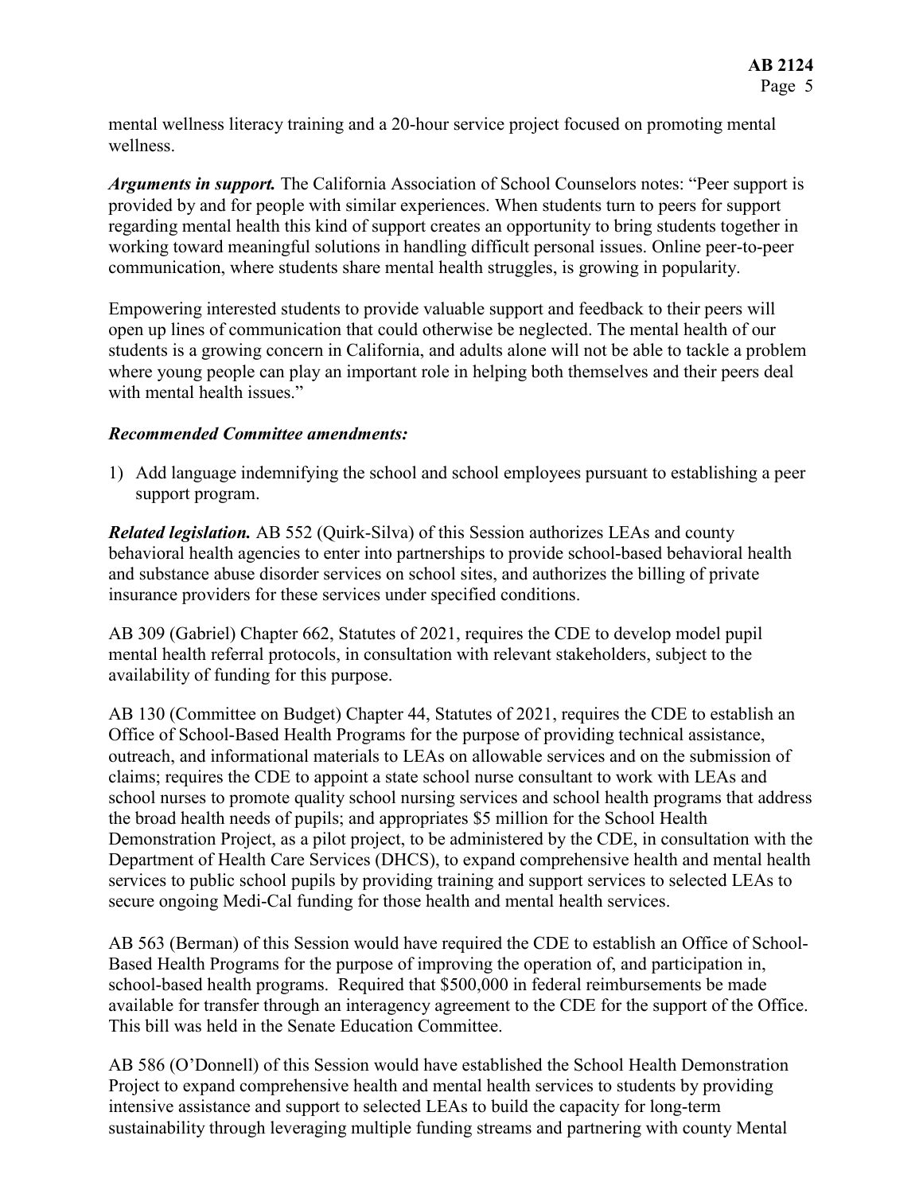mental wellness literacy training and a 20-hour service project focused on promoting mental wellness.

***Arguments in support.*** The California Association of School Counselors notes: "Peer support is provided by and for people with similar experiences. When students turn to peers for support regarding mental health this kind of support creates an opportunity to bring students together in working toward meaningful solutions in handling difficult personal issues. Online peer-to-peer communication, where students share mental health struggles, is growing in popularity.

Empowering interested students to provide valuable support and feedback to their peers will open up lines of communication that could otherwise be neglected. The mental health of our students is a growing concern in California, and adults alone will not be able to tackle a problem where young people can play an important role in helping both themselves and their peers deal with mental health issues."

***Recommended Committee amendments:***

1) Add language indemnifying the school and school employees pursuant to establishing a peer support program.

***Related legislation.*** AB 552 (Quirk-Silva) of this Session authorizes LEAs and county behavioral health agencies to enter into partnerships to provide school-based behavioral health and substance abuse disorder services on school sites, and authorizes the billing of private insurance providers for these services under specified conditions.

AB 309 (Gabriel) Chapter 662, Statutes of 2021, requires the CDE to develop model pupil mental health referral protocols, in consultation with relevant stakeholders, subject to the availability of funding for this purpose.

AB 130 (Committee on Budget) Chapter 44, Statutes of 2021, requires the CDE to establish an Office of School-Based Health Programs for the purpose of providing technical assistance, outreach, and informational materials to LEAs on allowable services and on the submission of claims; requires the CDE to appoint a state school nurse consultant to work with LEAs and school nurses to promote quality school nursing services and school health programs that address the broad health needs of pupils; and appropriates $5 million for the School Health Demonstration Project, as a pilot project, to be administered by the CDE, in consultation with the Department of Health Care Services (DHCS), to expand comprehensive health and mental health services to public school pupils by providing training and support services to selected LEAs to secure ongoing Medi-Cal funding for those health and mental health services.

AB 563 (Berman) of this Session would have required the CDE to establish an Office of School-Based Health Programs for the purpose of improving the operation of, and participation in, school-based health programs. Required that $500,000 in federal reimbursements be made available for transfer through an interagency agreement to the CDE for the support of the Office. This bill was held in the Senate Education Committee.

AB 586 (O'Donnell) of this Session would have established the School Health Demonstration Project to expand comprehensive health and mental health services to students by providing intensive assistance and support to selected LEAs to build the capacity for long-term sustainability through leveraging multiple funding streams and partnering with county Mental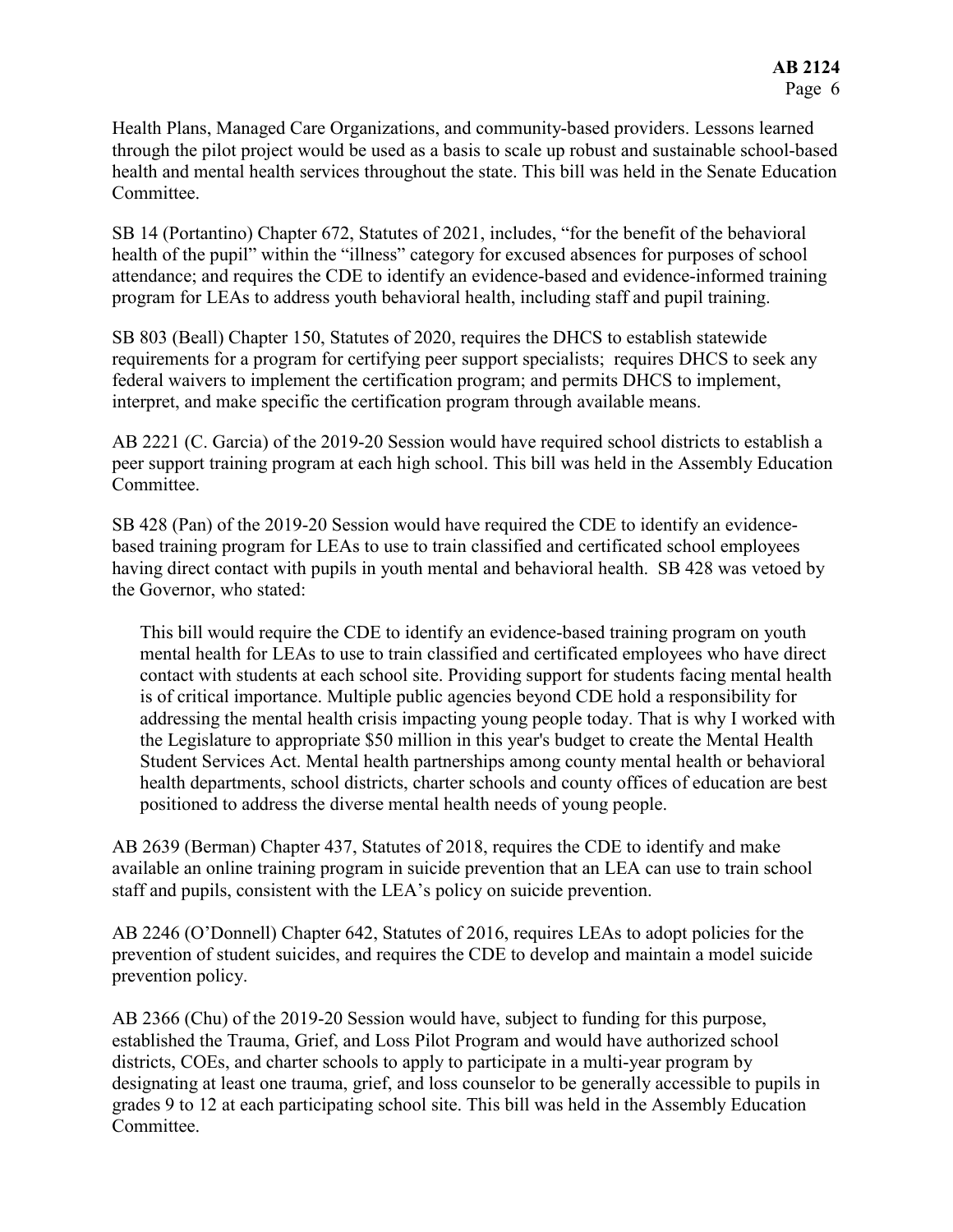Health Plans, Managed Care Organizations, and community-based providers. Lessons learned through the pilot project would be used as a basis to scale up robust and sustainable school-based health and mental health services throughout the state. This bill was held in the Senate Education Committee.

SB 14 (Portantino) Chapter 672, Statutes of 2021, includes, "for the benefit of the behavioral health of the pupil" within the "illness" category for excused absences for purposes of school attendance; and requires the CDE to identify an evidence-based and evidence-informed training program for LEAs to address youth behavioral health, including staff and pupil training.

SB 803 (Beall) Chapter 150, Statutes of 2020, requires the DHCS to establish statewide requirements for a program for certifying peer support specialists; requires DHCS to seek any federal waivers to implement the certification program; and permits DHCS to implement, interpret, and make specific the certification program through available means.

AB 2221 (C. Garcia) of the 2019-20 Session would have required school districts to establish a peer support training program at each high school. This bill was held in the Assembly Education Committee.

SB 428 (Pan) of the 2019-20 Session would have required the CDE to identify an evidence-based training program for LEAs to use to train classified and certificated school employees having direct contact with pupils in youth mental and behavioral health. SB 428 was vetoed by the Governor, who stated:

> This bill would require the CDE to identify an evidence-based training program on youth mental health for LEAs to use to train classified and certificated employees who have direct contact with students at each school site. Providing support for students facing mental health is of critical importance. Multiple public agencies beyond CDE hold a responsibility for addressing the mental health crisis impacting young people today. That is why I worked with the Legislature to appropriate $50 million in this year's budget to create the Mental Health Student Services Act. Mental health partnerships among county mental health or behavioral health departments, school districts, charter schools and county offices of education are best positioned to address the diverse mental health needs of young people.

AB 2639 (Berman) Chapter 437, Statutes of 2018, requires the CDE to identify and make available an online training program in suicide prevention that an LEA can use to train school staff and pupils, consistent with the LEA's policy on suicide prevention.

AB 2246 (O'Donnell) Chapter 642, Statutes of 2016, requires LEAs to adopt policies for the prevention of student suicides, and requires the CDE to develop and maintain a model suicide prevention policy.

AB 2366 (Chu) of the 2019-20 Session would have, subject to funding for this purpose, established the Trauma, Grief, and Loss Pilot Program and would have authorized school districts, COEs, and charter schools to apply to participate in a multi-year program by designating at least one trauma, grief, and loss counselor to be generally accessible to pupils in grades 9 to 12 at each participating school site. This bill was held in the Assembly Education Committee.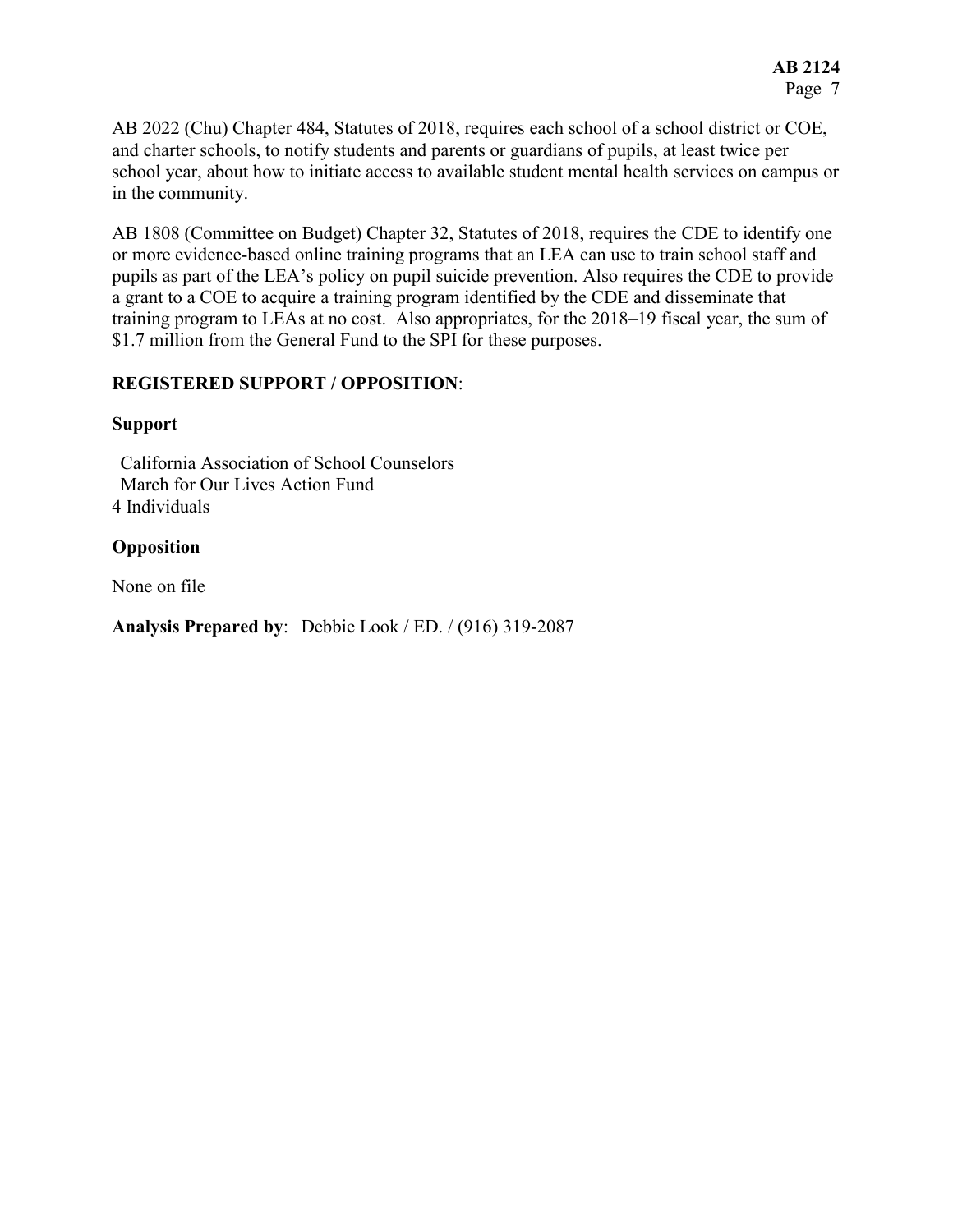AB 2022 (Chu) Chapter 484, Statutes of 2018, requires each school of a school district or COE, and charter schools, to notify students and parents or guardians of pupils, at least twice per school year, about how to initiate access to available student mental health services on campus or in the community.

AB 1808 (Committee on Budget) Chapter 32, Statutes of 2018, requires the CDE to identify one or more evidence-based online training programs that an LEA can use to train school staff and pupils as part of the LEA's policy on pupil suicide prevention. Also requires the CDE to provide a grant to a COE to acquire a training program identified by the CDE and disseminate that training program to LEAs at no cost. Also appropriates, for the 2018–19 fiscal year, the sum of $1.7 million from the General Fund to the SPI for these purposes.

**REGISTERED SUPPORT / OPPOSITION**:

**Support**

California Association of School Counselors
March for Our Lives Action Fund
4 Individuals

**Opposition**

None on file

**Analysis Prepared by**: Debbie Look / ED. / (916) 319-2087